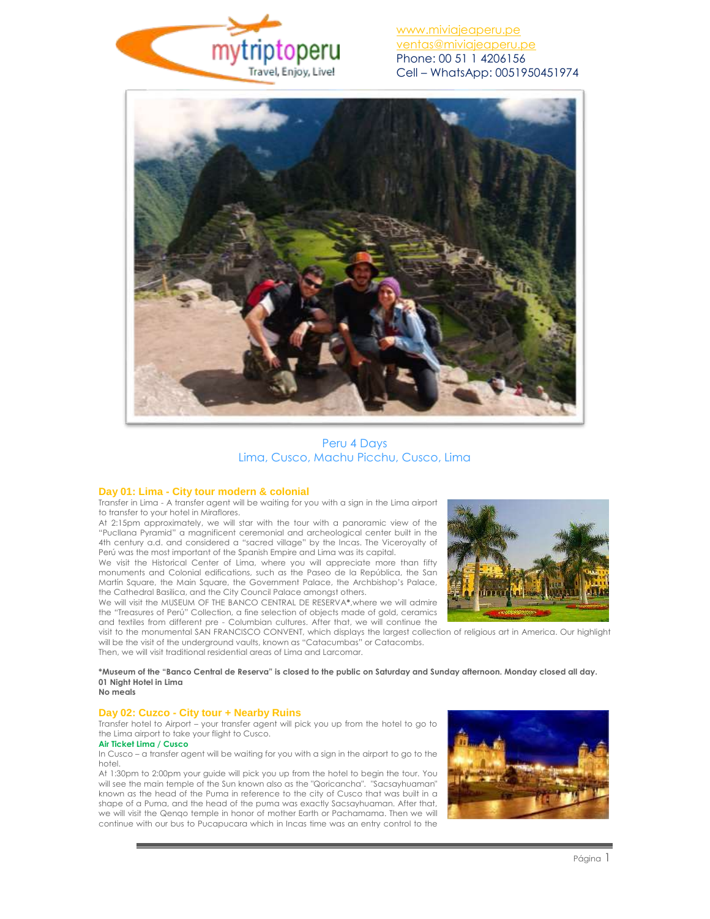mytriptoperu
Travel, Enjoy, Live!

www.miviajeaperu.pe
ventas@miviajeaperu.pe
Phone: 00 51 1 4206156
Cell – WhatsApp: 0051950451974

# Peru 4 Days
## Lima, Cusco, Machu Picchu, Cusco, Lima

### Day 01: Lima - City tour modern & colonial

Transfer in Lima - A transfer agent will be waiting for you with a sign in the Lima airport to transfer to your hotel in Miraflores.

At 2:15pm approximately, we will star with the tour with a panoramic view of the "Pucllana Pyramid" a magnificent ceremonial and archeological center built in the 4th century a.d. and considered a "sacred village" by the Incas. The Viceroyalty of Perú was the most important of the Spanish Empire and Lima was its capital.

We visit the Historical Center of Lima, where you will appreciate more than fifty monuments and Colonial edifications, such as the Paseo de la República, the San Martín Square, the Main Square, the Government Palace, the Archbishop's Palace, the Cathedral Basilica, and the City Council Palace amongst others.

We will visit the MUSEUM OF THE BANCO CENTRAL DE RESERVA*,where we will admire the "Treasures of Perú" Collection, a fine selection of objects made of gold, ceramics and textiles from different pre - Columbian cultures. After that, we will continue the visit to the monumental SAN FRANCISCO CONVENT, which displays the largest collection of religious art in America. Our highlight will be the visit of the underground vaults, known as "Catacumbas" or Catacombs.

Then, we will visit traditional residential areas of Lima and Larcomar.

**\*Museum of the "Banco Central de Reserva" is closed to the public on Saturday and Sunday afternoon. Monday closed all day.**
**01 Night Hotel in Lima**
**No meals**

### Day 02: Cuzco - City tour + Nearby Ruins

Transfer hotel to Airport – your transfer agent will pick you up from the hotel to go to the Lima airport to take your flight to Cusco.

**Air Ticket Lima / Cusco**

In Cusco – a transfer agent will be waiting for you with a sign in the airport to go to the hotel.

At 1:30pm to 2:00pm your guide will pick you up from the hotel to begin the tour. You will see the main temple of the Sun known also as the "Qoricancha". "Sacsayhuaman" known as the head of the Puma in reference to the city of Cusco that was built in a shape of a Puma, and the head of the puma was exactly Sacsayhuaman. After that, we will visit the Qenqo temple in honor of mother Earth or Pachamama. Then we will continue with our bus to Pucapucara which in Incas time was an entry control to the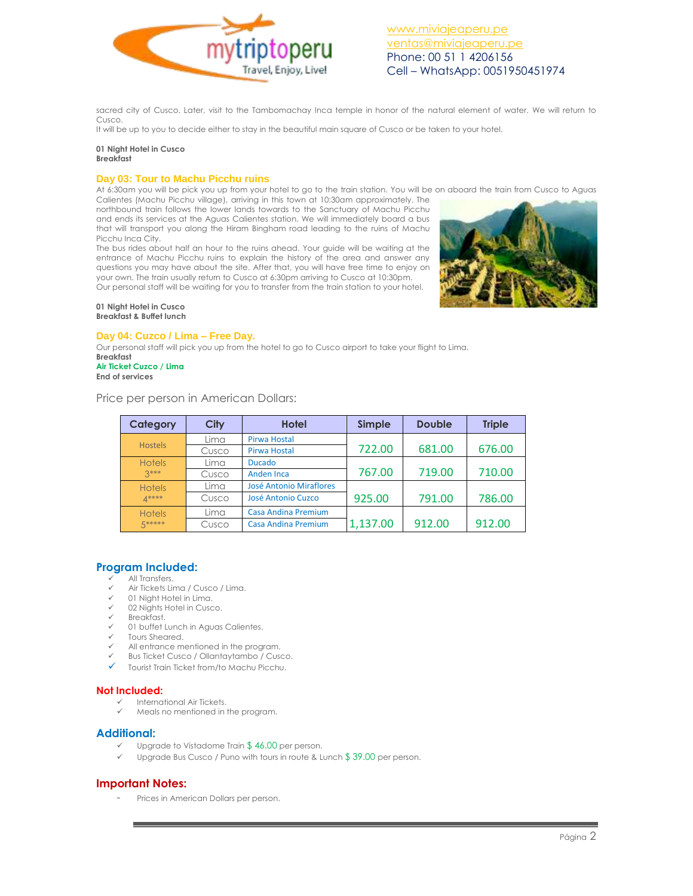sacred city of Cusco. Later, visit to the Tambomachay Inca temple in honor of the natural element of water. We will return to Cusco.
It will be up to you to decide either to stay in the beautiful main square of Cusco or be taken to your hotel.

**01 Night Hotel in Cusco**
**Breakfast**

### Day 03: Tour to Machu Picchu ruins

At 6:30am you will be pick you up from your hotel to go to the train station. You will be on aboard the train from Cusco to Aguas Calientes (Machu Picchu village), arriving in this town at 10:30am approximately. The northbound train follows the lower lands towards to the Sanctuary of Machu Picchu and ends its services at the Aguas Calientes station. We will immediately board a bus that will transport you along the Hiram Bingham road leading to the ruins of Machu Picchu Inca City.
The bus rides about half an hour to the ruins ahead. Your guide will be waiting at the entrance of Machu Picchu ruins to explain the history of the area and answer any questions you may have about the site. After that, you will have free time to enjoy on your own. The train usually return to Cusco at 6:30pm arriving to Cusco at 10:30pm.
Our personal staff will be waiting for you to transfer from the train station to your hotel.

**01 Night Hotel in Cusco**
**Breakfast & Buffet lunch**

### Day 04: Cuzco / Lima – Free Day.

Our personal staff will pick you up from the hotel to go to Cusco airport to take your flight to Lima.
**Breakfast**
**Air Ticket Cuzco / Lima**
**End of services**

Price per person in American Dollars:

| Category | City | Hotel | Simple | Double | Triple |
|---|---|---|---|---|---|
| Hostels | Lima | Pirwa Hostal | 722.00 | 681.00 | 676.00 |
| | Cusco | Pirwa Hostal | | | |
| Hotels 3*** | Lima | Ducado | 767.00 | 719.00 | 710.00 |
| | Cusco | Anden Inca | | | |
| Hotels 4**** | Lima | José Antonio Miraflores | 925.00 | 791.00 | 786.00 |
| | Cusco | José Antonio Cuzco | | | |
| Hotels 5***** | Lima | Casa Andina Premium | 1,137.00 | 912.00 | 912.00 |
| | Cusco | Casa Andina Premium | | | |

## Program Included:

- ✓ All Transfers.
- ✓ Air Tickets Lima / Cusco / Lima.
- ✓ 01 Night Hotel in Lima.
- ✓ 02 Nights Hotel in Cusco.
- ✓ Breakfast.
- ✓ 01 buffet Lunch in Aguas Calientes.
- ✓ Tours Sheared.
- ✓ All entrance mentioned in the program.
- ✓ Bus Ticket Cusco / Ollantaytambo / Cusco.
- ✓ Tourist Train Ticket from/to Machu Picchu.

## Not Included:

- ✓ International Air Tickets.
- ✓ Meals no mentioned in the program.

## Additional:

- ✓ Upgrade to Vistadome Train $ 46.00 per person.
- ✓ Upgrade Bus Cusco / Puno with tours in route & Lunch $ 39.00 per person.

## Important Notes:

- Prices in American Dollars per person.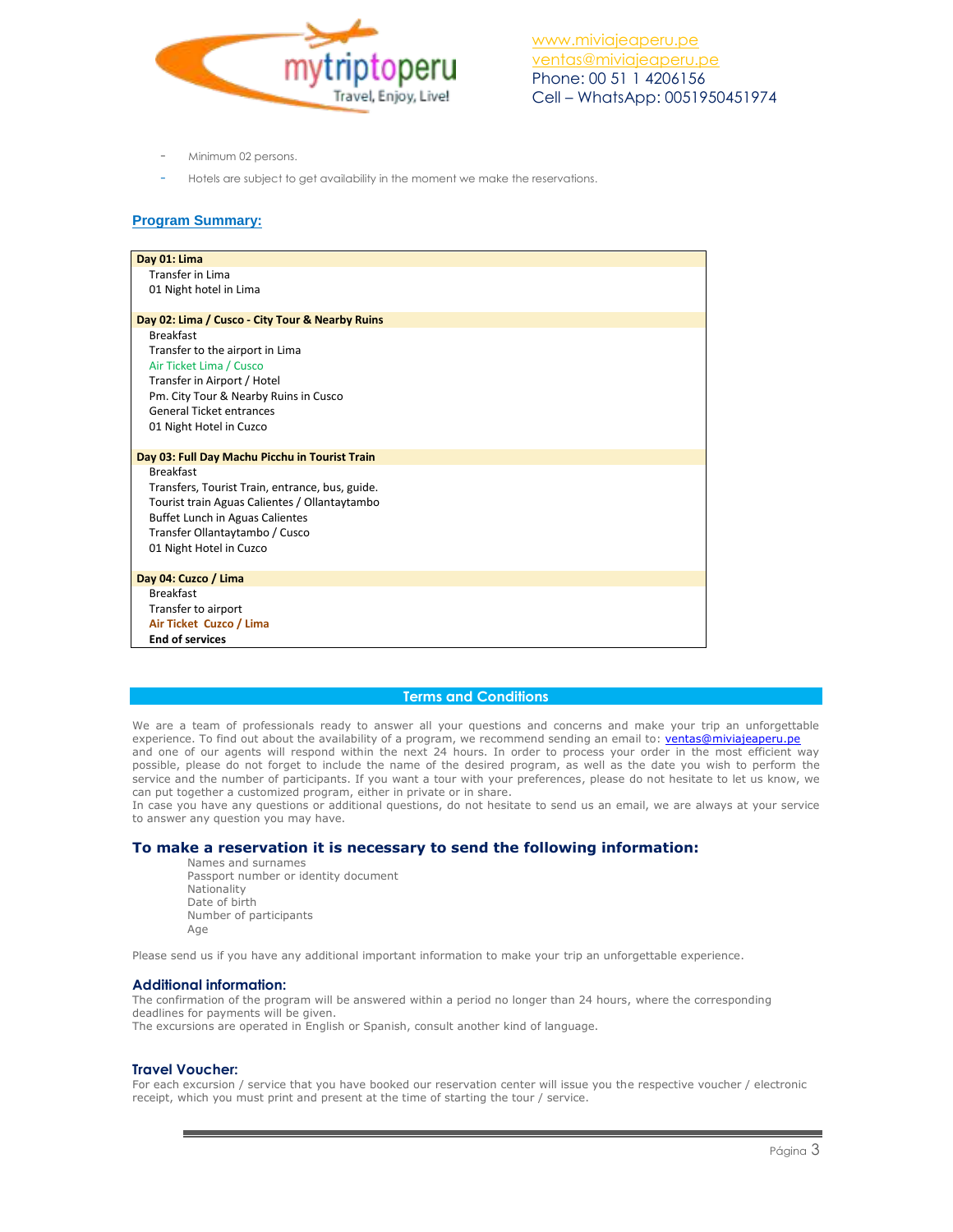- Minimum 02 persons.
- Hotels are subject to get availability in the moment we make the reservations.

## Program Summary:

**Day 01: Lima**

- Transfer in Lima
- 01 Night hotel in Lima

**Day 02: Lima / Cusco - City Tour & Nearby Ruins**

- Breakfast
- Transfer to the airport in Lima
- Air Ticket Lima / Cusco
- Transfer in Airport / Hotel
- Pm. City Tour & Nearby Ruins in Cusco
- General Ticket entrances
- 01 Night Hotel in Cuzco

**Day 03: Full Day Machu Picchu in Tourist Train**

- Breakfast
- Transfers, Tourist Train, entrance, bus, guide.
- Tourist train Aguas Calientes / Ollantaytambo
- Buffet Lunch in Aguas Calientes
- Transfer Ollantaytambo / Cusco
- 01 Night Hotel in Cuzco

**Day 04: Cuzco / Lima**

- Breakfast
- Transfer to airport
- **Air Ticket Cuzco / Lima**
- **End of services**

## Terms and Conditions

We are a team of professionals ready to answer all your questions and concerns and make your trip an unforgettable experience. To find out about the availability of a program, we recommend sending an email to: ventas@miviajeaperu.pe and one of our agents will respond within the next 24 hours. In order to process your order in the most efficient way possible, please do not forget to include the name of the desired program, as well as the date you wish to perform the service and the number of participants. If you want a tour with your preferences, please do not hesitate to let us know, we can put together a customized program, either in private or in share.
In case you have any questions or additional questions, do not hesitate to send us an email, we are always at your service to answer any question you may have.

### To make a reservation it is necessary to send the following information:

- Names and surnames
- Passport number or identity document
- Nationality
- Date of birth
- Number of participants
- Age

Please send us if you have any additional important information to make your trip an unforgettable experience.

### Additional information:

The confirmation of the program will be answered within a period no longer than 24 hours, where the corresponding deadlines for payments will be given.
The excursions are operated in English or Spanish, consult another kind of language.

### Travel Voucher:

For each excursion / service that you have booked our reservation center will issue you the respective voucher / electronic receipt, which you must print and present at the time of starting the tour / service.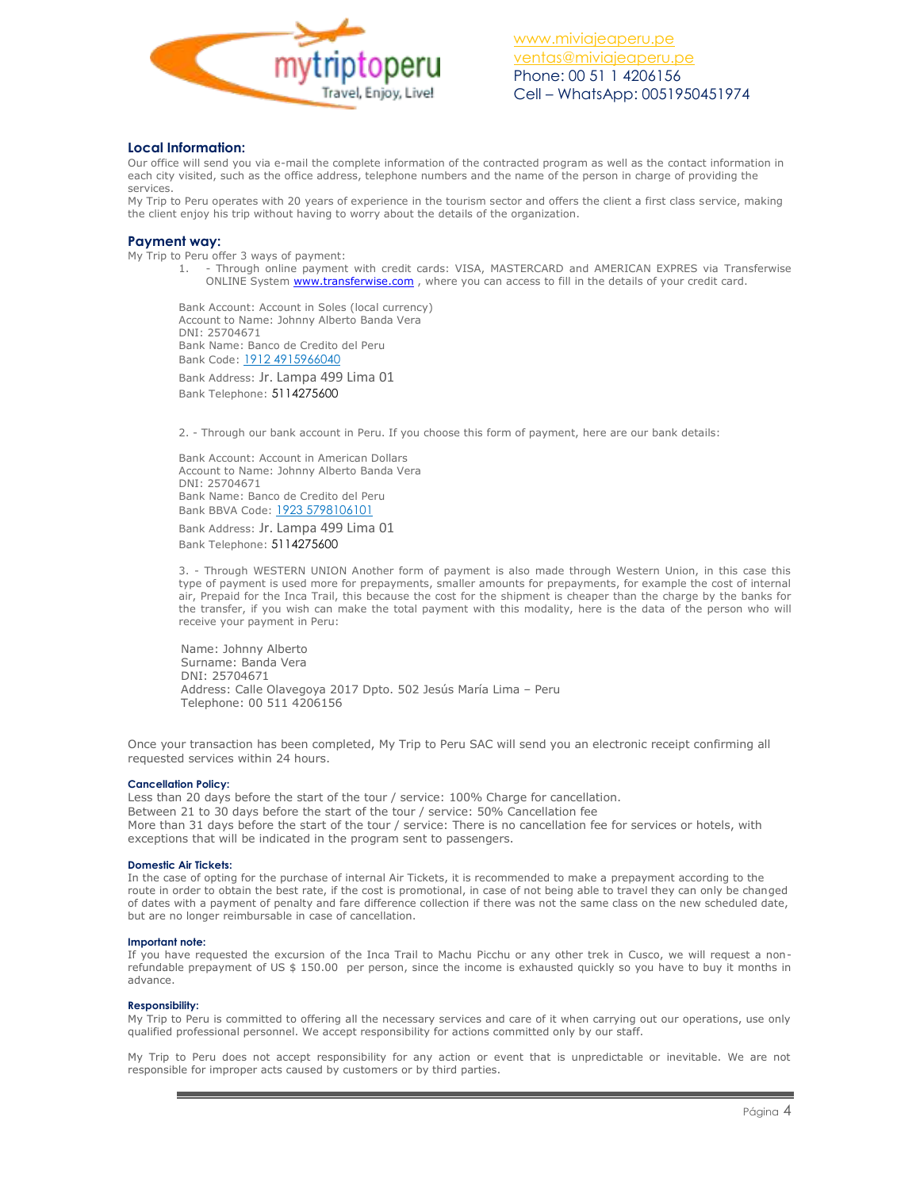## Local Information:

Our office will send you via e-mail the complete information of the contracted program as well as the contact information in each city visited, such as the office address, telephone numbers and the name of the person in charge of providing the services.

My Trip to Peru operates with 20 years of experience in the tourism sector and offers the client a first class service, making the client enjoy his trip without having to worry about the details of the organization.

## Payment way:

My Trip to Peru offer 3 ways of payment:

1. - Through online payment with credit cards: VISA, MASTERCARD and AMERICAN EXPRES via Transferwise ONLINE System www.transferwise.com , where you can access to fill in the details of your credit card.

Bank Account: Account in Soles (local currency)
Account to Name: Johnny Alberto Banda Vera
DNI: 25704671
Bank Name: Banco de Credito del Peru
Bank Code: 1912 4915966040
Bank Address: Jr. Lampa 499 Lima 01
Bank Telephone: 5114275600

2. - Through our bank account in Peru. If you choose this form of payment, here are our bank details:

Bank Account: Account in American Dollars
Account to Name: Johnny Alberto Banda Vera
DNI: 25704671
Bank Name: Banco de Credito del Peru
Bank BBVA Code: 1923 5798106101
Bank Address: Jr. Lampa 499 Lima 01
Bank Telephone: 5114275600

3. - Through WESTERN UNION Another form of payment is also made through Western Union, in this case this type of payment is used more for prepayments, smaller amounts for prepayments, for example the cost of internal air, Prepaid for the Inca Trail, this because the cost for the shipment is cheaper than the charge by the banks for the transfer, if you wish can make the total payment with this modality, here is the data of the person who will receive your payment in Peru:

Name: Johnny Alberto
Surname: Banda Vera
DNI: 25704671
Address: Calle Olavegoya 2017 Dpto. 502 Jesús María Lima – Peru
Telephone: 00 511 4206156

Once your transaction has been completed, My Trip to Peru SAC will send you an electronic receipt confirming all requested services within 24 hours.

### Cancellation Policy:

Less than 20 days before the start of the tour / service: 100% Charge for cancellation.
Between 21 to 30 days before the start of the tour / service: 50% Cancellation fee
More than 31 days before the start of the tour / service: There is no cancellation fee for services or hotels, with exceptions that will be indicated in the program sent to passengers.

### Domestic Air Tickets:

In the case of opting for the purchase of internal Air Tickets, it is recommended to make a prepayment according to the route in order to obtain the best rate, if the cost is promotional, in case of not being able to travel they can only be changed of dates with a payment of penalty and fare difference collection if there was not the same class on the new scheduled date, but are no longer reimbursable in case of cancellation.

### Important note:

If you have requested the excursion of the Inca Trail to Machu Picchu or any other trek in Cusco, we will request a non-refundable prepayment of US $ 150.00 per person, since the income is exhausted quickly so you have to buy it months in advance.

### Responsibility:

My Trip to Peru is committed to offering all the necessary services and care of it when carrying out our operations, use only qualified professional personnel. We accept responsibility for actions committed only by our staff.

My Trip to Peru does not accept responsibility for any action or event that is unpredictable or inevitable. We are not responsible for improper acts caused by customers or by third parties.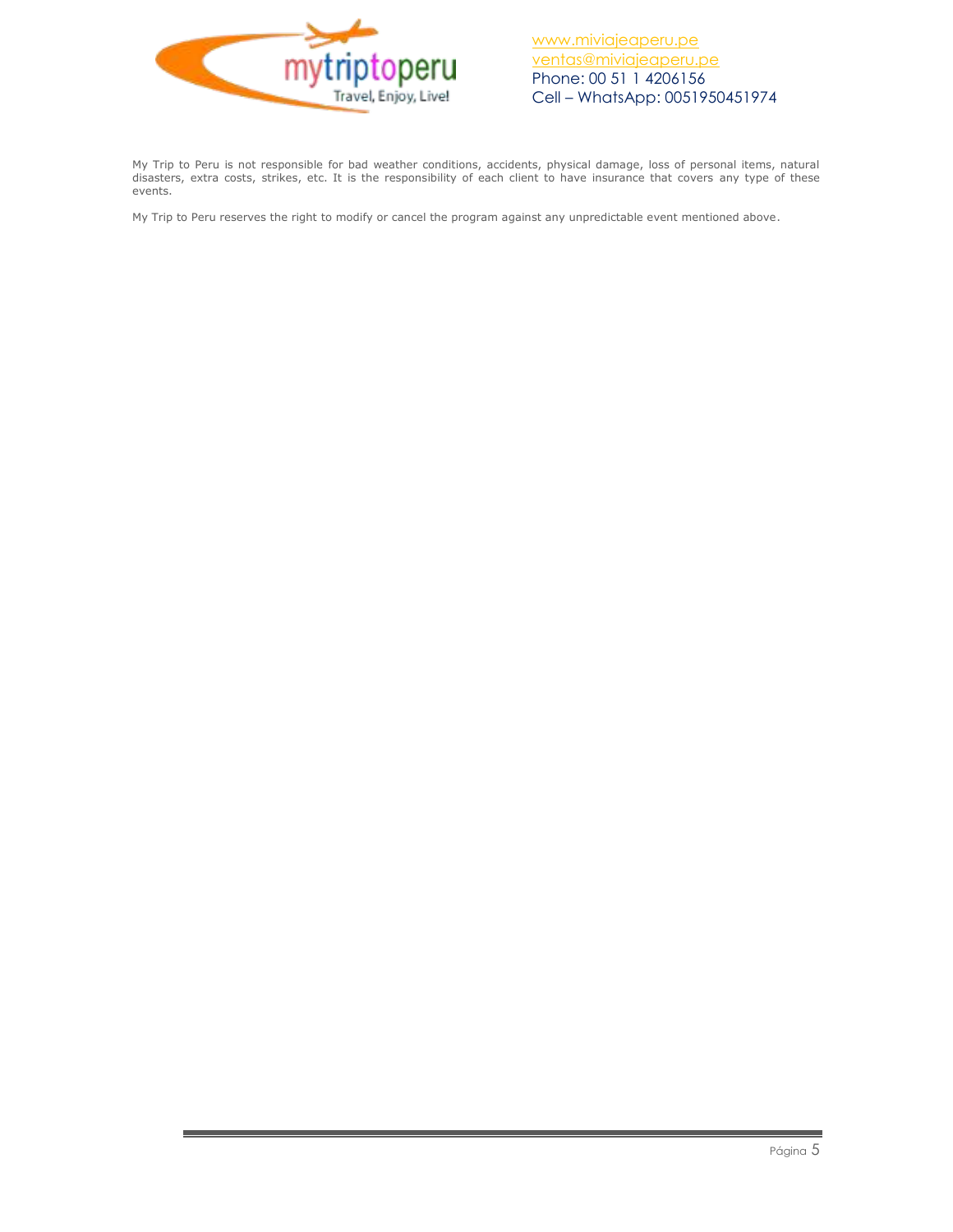My Trip to Peru is not responsible for bad weather conditions, accidents, physical damage, loss of personal items, natural disasters, extra costs, strikes, etc. It is the responsibility of each client to have insurance that covers any type of these events.

My Trip to Peru reserves the right to modify or cancel the program against any unpredictable event mentioned above.